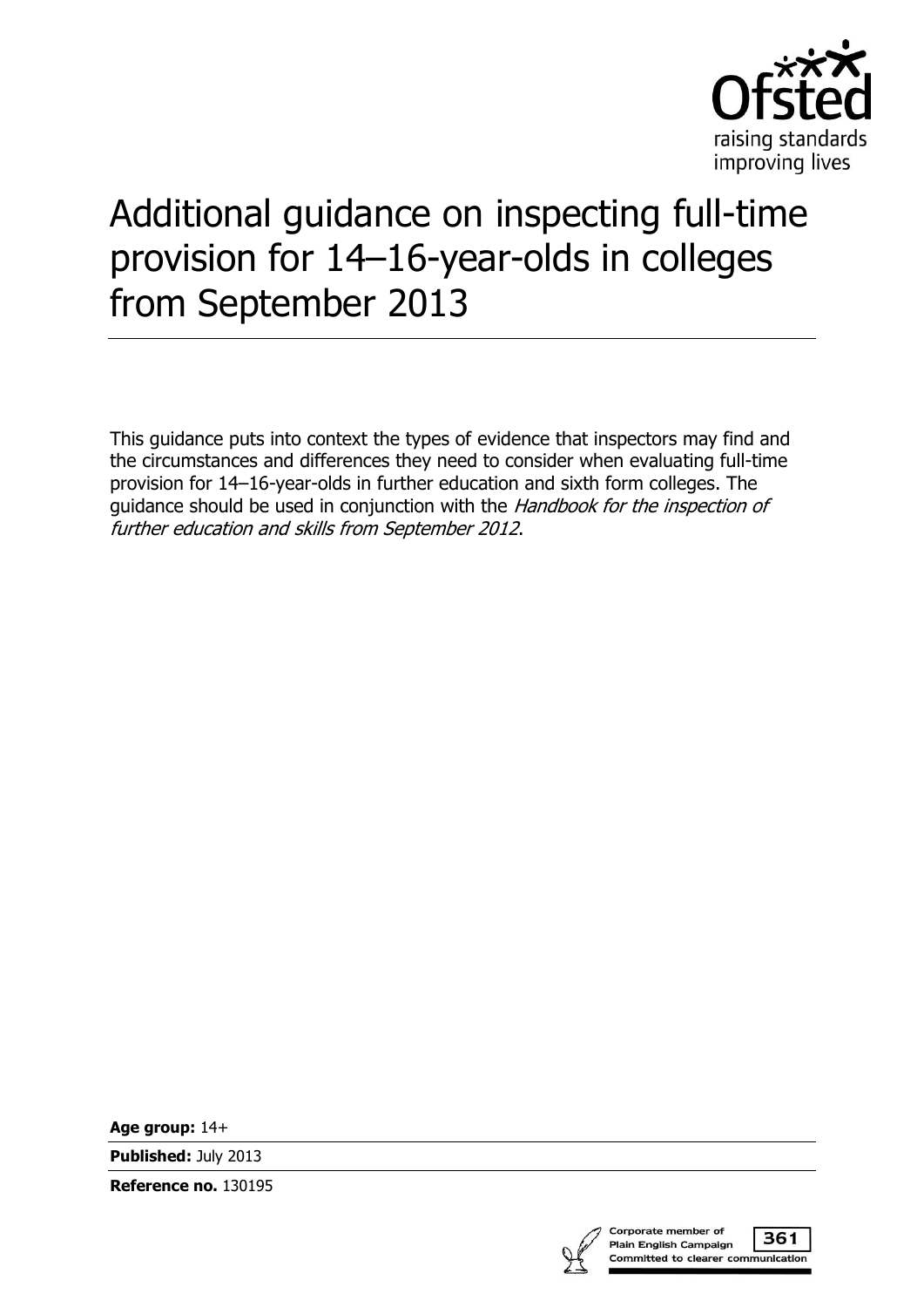# Additional guidance on inspecting full-time provision for 14–16-year-olds in colleges from September 2013

This guidance puts into context the types of evidence that inspectors may find and the circumstances and differences they need to consider when evaluating full-time provision for 14–16-year-olds in further education and sixth form colleges. The guidance should be used in conjunction with the *Handbook for the inspection of further education and skills from September 2012*.

**Age group:** 14+

**Published:** July 2013

**Reference no.** 130195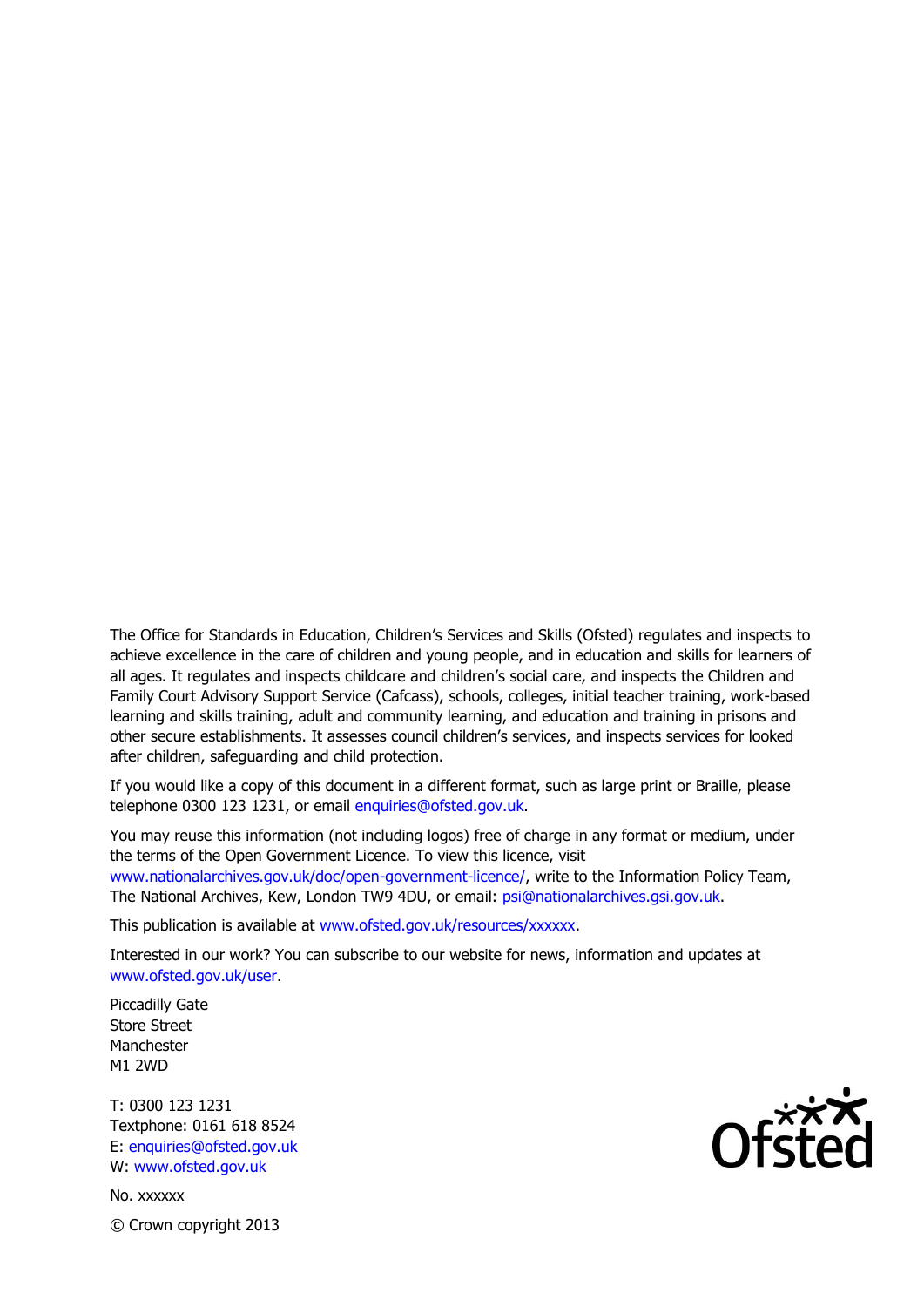The Office for Standards in Education, Children's Services and Skills (Ofsted) regulates and inspects to achieve excellence in the care of children and young people, and in education and skills for learners of all ages. It regulates and inspects childcare and children's social care, and inspects the Children and Family Court Advisory Support Service (Cafcass), schools, colleges, initial teacher training, work-based learning and skills training, adult and community learning, and education and training in prisons and other secure establishments. It assesses council children's services, and inspects services for looked after children, safeguarding and child protection.

If you would like a copy of this document in a different format, such as large print or Braille, please telephone 0300 123 1231, or email enquiries@ofsted.gov.uk.

You may reuse this information (not including logos) free of charge in any format or medium, under the terms of the Open Government Licence. To view this licence, visit www.nationalarchives.gov.uk/doc/open-government-licence/, write to the Information Policy Team, The National Archives, Kew, London TW9 4DU, or email: psi@nationalarchives.gsi.gov.uk.

This publication is available at www.ofsted.gov.uk/resources/xxxxxx.

Interested in our work? You can subscribe to our website for news, information and updates at www.ofsted.gov.uk/user.

Piccadilly Gate
Store Street
Manchester
M1 2WD

T: 0300 123 1231
Textphone: 0161 618 8524
E: enquiries@ofsted.gov.uk
W: www.ofsted.gov.uk

No. xxxxxx

© Crown copyright 2013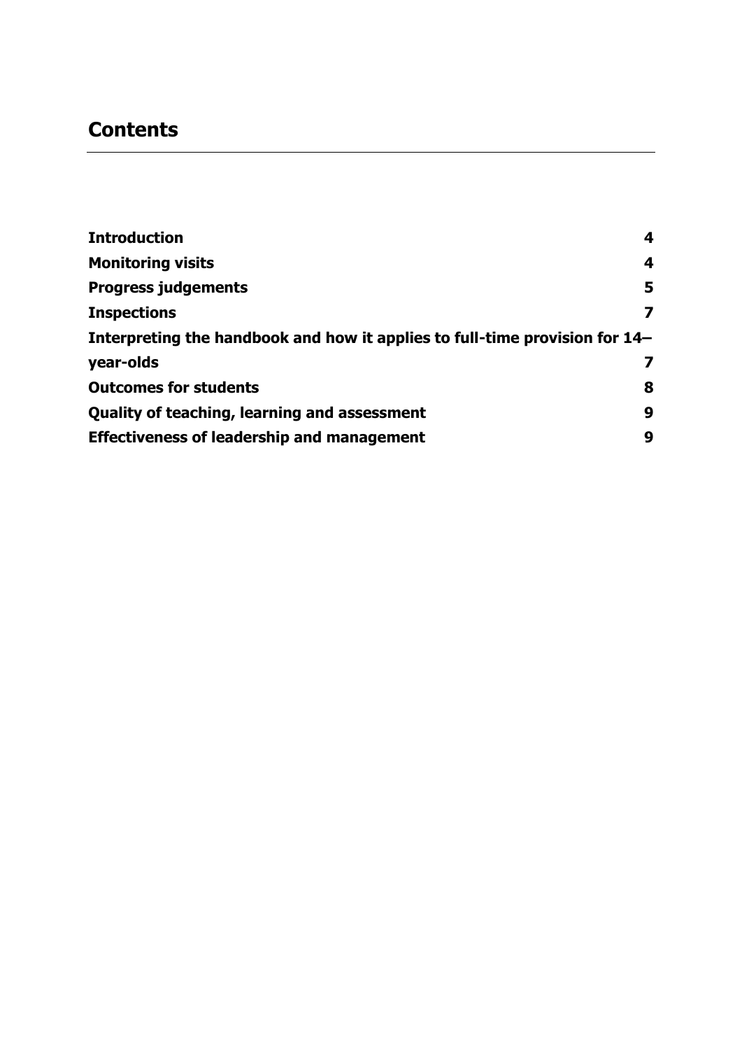## Contents

| | |
|---|---|
| **Introduction** | **4** |
| **Monitoring visits** | **4** |
| **Progress judgements** | **5** |
| **Inspections** | **7** |
| **Interpreting the handbook and how it applies to full-time provision for 14– year-olds** | **7** |
| **Outcomes for students** | **8** |
| **Quality of teaching, learning and assessment** | **9** |
| **Effectiveness of leadership and management** | **9** |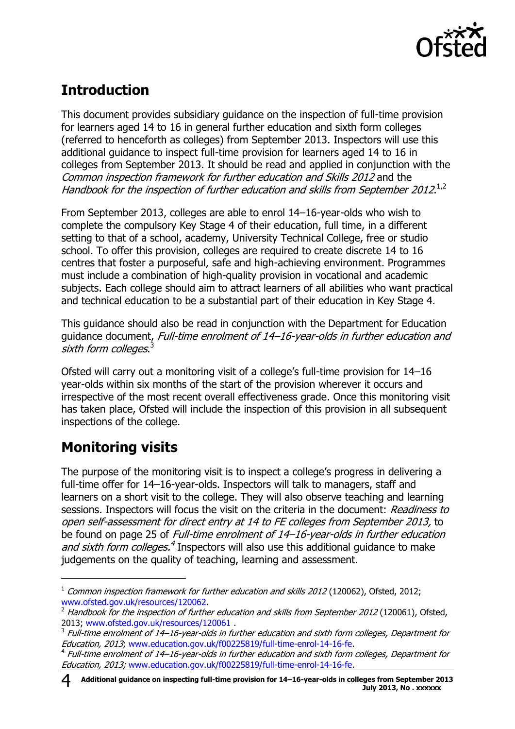## Introduction

This document provides subsidiary guidance on the inspection of full-time provision for learners aged 14 to 16 in general further education and sixth form colleges (referred to henceforth as colleges) from September 2013. Inspectors will use this additional guidance to inspect full-time provision for learners aged 14 to 16 in colleges from September 2013. It should be read and applied in conjunction with the *Common inspection framework for further education and Skills 2012* and the *Handbook for the inspection of further education and skills from September 2012*.[1,2]

From September 2013, colleges are able to enrol 14–16-year-olds who wish to complete the compulsory Key Stage 4 of their education, full time, in a different setting to that of a school, academy, University Technical College, free or studio school. To offer this provision, colleges are required to create discrete 14 to 16 centres that foster a purposeful, safe and high-achieving environment. Programmes must include a combination of high-quality provision in vocational and academic subjects. Each college should aim to attract learners of all abilities who want practical and technical education to be a substantial part of their education in Key Stage 4.

This guidance should also be read in conjunction with the Department for Education guidance document, *Full-time enrolment of 14–16-year-olds in further education and sixth form colleges*.[3]

Ofsted will carry out a monitoring visit of a college's full-time provision for 14–16 year-olds within six months of the start of the provision wherever it occurs and irrespective of the most recent overall effectiveness grade. Once this monitoring visit has taken place, Ofsted will include the inspection of this provision in all subsequent inspections of the college.

## Monitoring visits

The purpose of the monitoring visit is to inspect a college's progress in delivering a full-time offer for 14–16-year-olds. Inspectors will talk to managers, staff and learners on a short visit to the college. They will also observe teaching and learning sessions. Inspectors will focus the visit on the criteria in the document: *Readiness to open self-assessment for direct entry at 14 to FE colleges from September 2013,* to be found on page 25 of *Full-time enrolment of 14–16-year-olds in further education and sixth form colleges.*[4] Inspectors will also use this additional guidance to make judgements on the quality of teaching, learning and assessment.

[1] *Common inspection framework for further education and skills 2012* (120062), Ofsted, 2012; www.ofsted.gov.uk/resources/120062.

[2] *Handbook for the inspection of further education and skills from September 2012* (120061), Ofsted, 2013; www.ofsted.gov.uk/resources/120061 .

[3] *Full-time enrolment of 14–16-year-olds in further education and sixth form colleges, Department for Education, 2013*; www.education.gov.uk/f00225819/full-time-enrol-14-16-fe.

[4] *Full-time enrolment of 14–16-year-olds in further education and sixth form colleges, Department for Education, 2013;* www.education.gov.uk/f00225819/full-time-enrol-14-16-fe.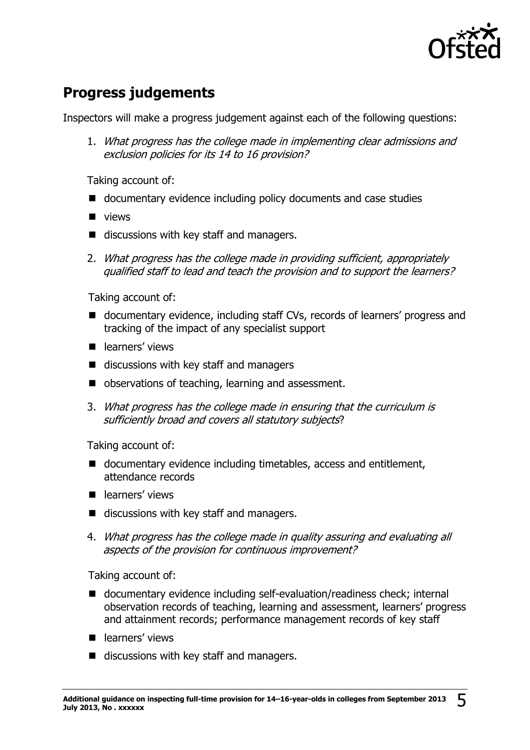## Progress judgements

Inspectors will make a progress judgement against each of the following questions:

1. *What progress has the college made in implementing clear admissions and exclusion policies for its 14 to 16 provision?*

   Taking account of:

   - documentary evidence including policy documents and case studies
   - views
   - discussions with key staff and managers.

2. *What progress has the college made in providing sufficient, appropriately qualified staff to lead and teach the provision and to support the learners?*

   Taking account of:

   - documentary evidence, including staff CVs, records of learners' progress and tracking of the impact of any specialist support
   - learners' views
   - discussions with key staff and managers
   - observations of teaching, learning and assessment.

3. *What progress has the college made in ensuring that the curriculum is sufficiently broad and covers all statutory subjects*?

   Taking account of:

   - documentary evidence including timetables, access and entitlement, attendance records
   - learners' views
   - discussions with key staff and managers.

4. *What progress has the college made in quality assuring and evaluating all aspects of the provision for continuous improvement?*

   Taking account of:

   - documentary evidence including self-evaluation/readiness check; internal observation records of teaching, learning and assessment, learners' progress and attainment records; performance management records of key staff
   - learners' views
   - discussions with key staff and managers.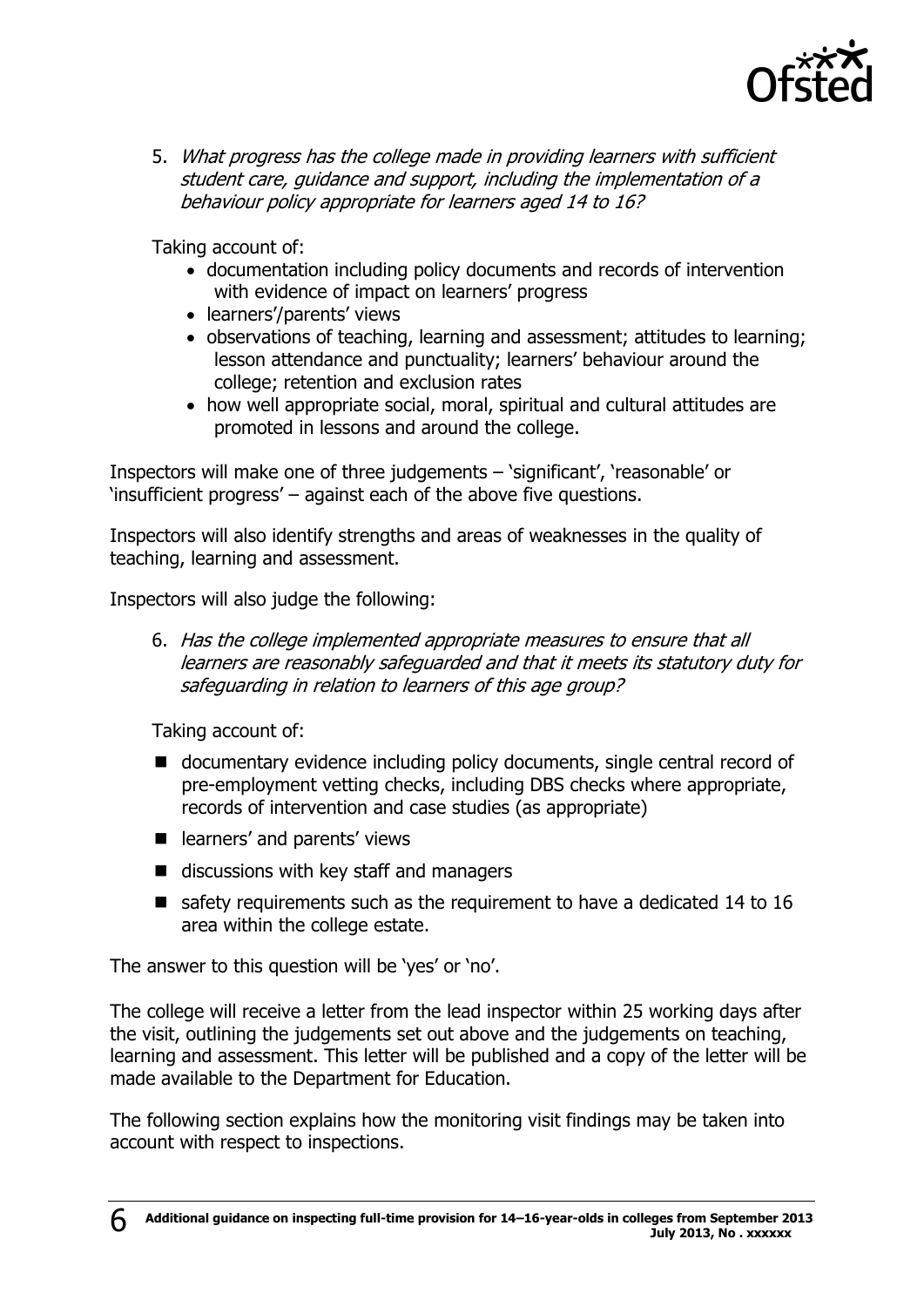5. *What progress has the college made in providing learners with sufficient student care, guidance and support, including the implementation of a behaviour policy appropriate for learners aged 14 to 16?*

   Taking account of:

   - documentation including policy documents and records of intervention with evidence of impact on learners' progress
   - learners'/parents' views
   - observations of teaching, learning and assessment; attitudes to learning; lesson attendance and punctuality; learners' behaviour around the college; retention and exclusion rates
   - how well appropriate social, moral, spiritual and cultural attitudes are promoted in lessons and around the college.

Inspectors will make one of three judgements – 'significant', 'reasonable' or 'insufficient progress' – against each of the above five questions.

Inspectors will also identify strengths and areas of weaknesses in the quality of teaching, learning and assessment.

Inspectors will also judge the following:

6. *Has the college implemented appropriate measures to ensure that all learners are reasonably safeguarded and that it meets its statutory duty for safeguarding in relation to learners of this age group?*

   Taking account of:

   - documentary evidence including policy documents, single central record of pre-employment vetting checks, including DBS checks where appropriate, records of intervention and case studies (as appropriate)
   - learners' and parents' views
   - discussions with key staff and managers
   - safety requirements such as the requirement to have a dedicated 14 to 16 area within the college estate.

The answer to this question will be 'yes' or 'no'.

The college will receive a letter from the lead inspector within 25 working days after the visit, outlining the judgements set out above and the judgements on teaching, learning and assessment. This letter will be published and a copy of the letter will be made available to the Department for Education.

The following section explains how the monitoring visit findings may be taken into account with respect to inspections.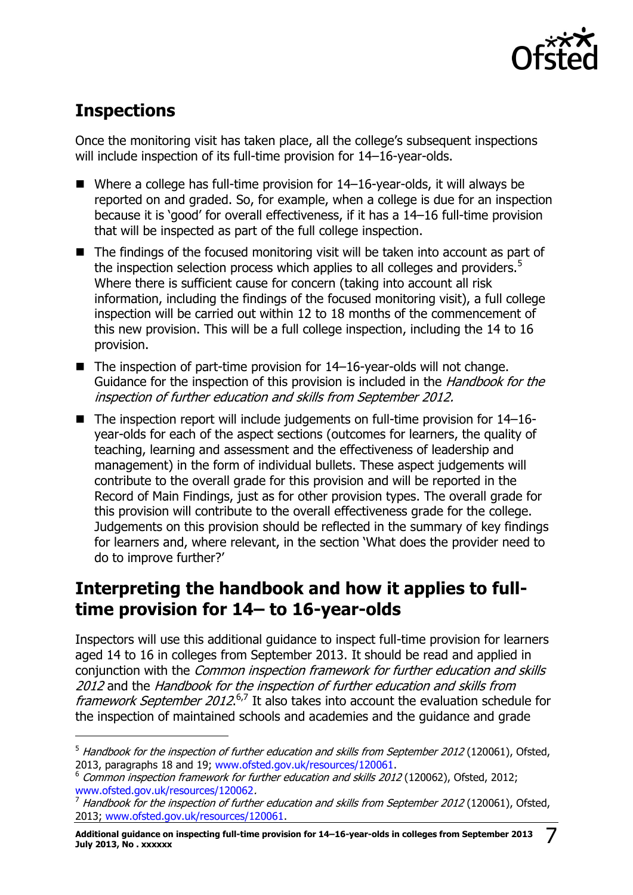## Inspections

Once the monitoring visit has taken place, all the college's subsequent inspections will include inspection of its full-time provision for 14–16-year-olds.

- Where a college has full-time provision for 14–16-year-olds, it will always be reported on and graded. So, for example, when a college is due for an inspection because it is 'good' for overall effectiveness, if it has a 14–16 full-time provision that will be inspected as part of the full college inspection.
- The findings of the focused monitoring visit will be taken into account as part of the inspection selection process which applies to all colleges and providers.[5] Where there is sufficient cause for concern (taking into account all risk information, including the findings of the focused monitoring visit), a full college inspection will be carried out within 12 to 18 months of the commencement of this new provision. This will be a full college inspection, including the 14 to 16 provision.
- The inspection of part-time provision for 14–16-year-olds will not change. Guidance for the inspection of this provision is included in the *Handbook for the inspection of further education and skills from September 2012.*
- The inspection report will include judgements on full-time provision for 14–16-year-olds for each of the aspect sections (outcomes for learners, the quality of teaching, learning and assessment and the effectiveness of leadership and management) in the form of individual bullets. These aspect judgements will contribute to the overall grade for this provision and will be reported in the Record of Main Findings, just as for other provision types. The overall grade for this provision will contribute to the overall effectiveness grade for the college. Judgements on this provision should be reflected in the summary of key findings for learners and, where relevant, in the section 'What does the provider need to do to improve further?'

## Interpreting the handbook and how it applies to full-time provision for 14– to 16-year-olds

Inspectors will use this additional guidance to inspect full-time provision for learners aged 14 to 16 in colleges from September 2013. It should be read and applied in conjunction with the *Common inspection framework for further education and skills 2012* and the *Handbook for the inspection of further education and skills from framework September 2012*.[6,7] It also takes into account the evaluation schedule for the inspection of maintained schools and academies and the guidance and grade

---

[5] *Handbook for the inspection of further education and skills from September 2012* (120061), Ofsted, 2013, paragraphs 18 and 19; www.ofsted.gov.uk/resources/120061.

[6] *Common inspection framework for further education and skills 2012* (120062), Ofsted, 2012; www.ofsted.gov.uk/resources/120062.

[7] *Handbook for the inspection of further education and skills from September 2012* (120061), Ofsted, 2013; www.ofsted.gov.uk/resources/120061.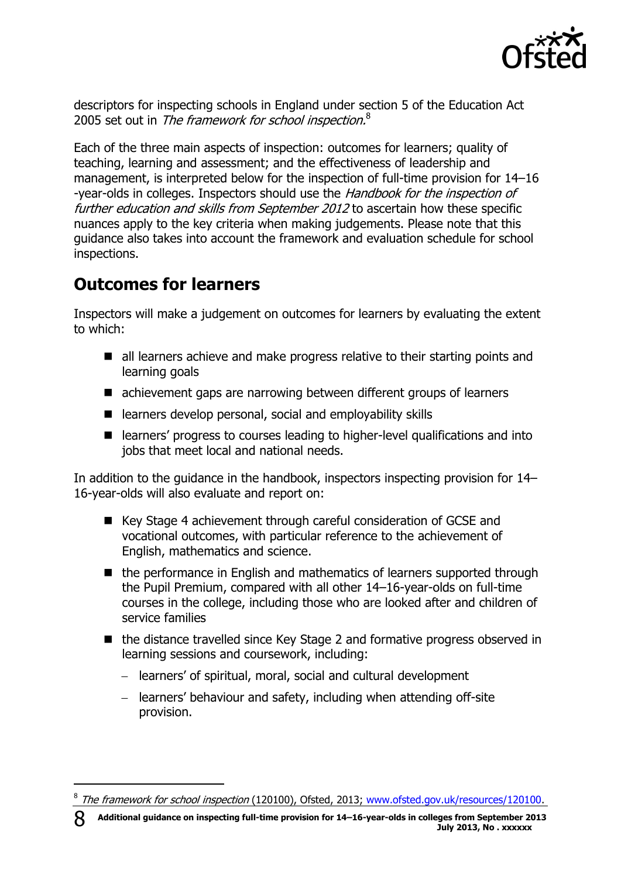descriptors for inspecting schools in England under section 5 of the Education Act 2005 set out in *The framework for school inspection.*[8]

Each of the three main aspects of inspection: outcomes for learners; quality of teaching, learning and assessment; and the effectiveness of leadership and management, is interpreted below for the inspection of full-time provision for 14–16 -year-olds in colleges. Inspectors should use the *Handbook for the inspection of further education and skills from September 2012* to ascertain how these specific nuances apply to the key criteria when making judgements. Please note that this guidance also takes into account the framework and evaluation schedule for school inspections.

## Outcomes for learners

Inspectors will make a judgement on outcomes for learners by evaluating the extent to which:

- all learners achieve and make progress relative to their starting points and learning goals
- achievement gaps are narrowing between different groups of learners
- learners develop personal, social and employability skills
- learners' progress to courses leading to higher-level qualifications and into jobs that meet local and national needs.

In addition to the guidance in the handbook, inspectors inspecting provision for 14–16-year-olds will also evaluate and report on:

- Key Stage 4 achievement through careful consideration of GCSE and vocational outcomes, with particular reference to the achievement of English, mathematics and science.
- the performance in English and mathematics of learners supported through the Pupil Premium, compared with all other 14–16-year-olds on full-time courses in the college, including those who are looked after and children of service families
- the distance travelled since Key Stage 2 and formative progress observed in learning sessions and coursework, including:
  - learners' of spiritual, moral, social and cultural development
  - learners' behaviour and safety, including when attending off-site provision.

[8] *The framework for school inspection* (120100), Ofsted, 2013; www.ofsted.gov.uk/resources/120100.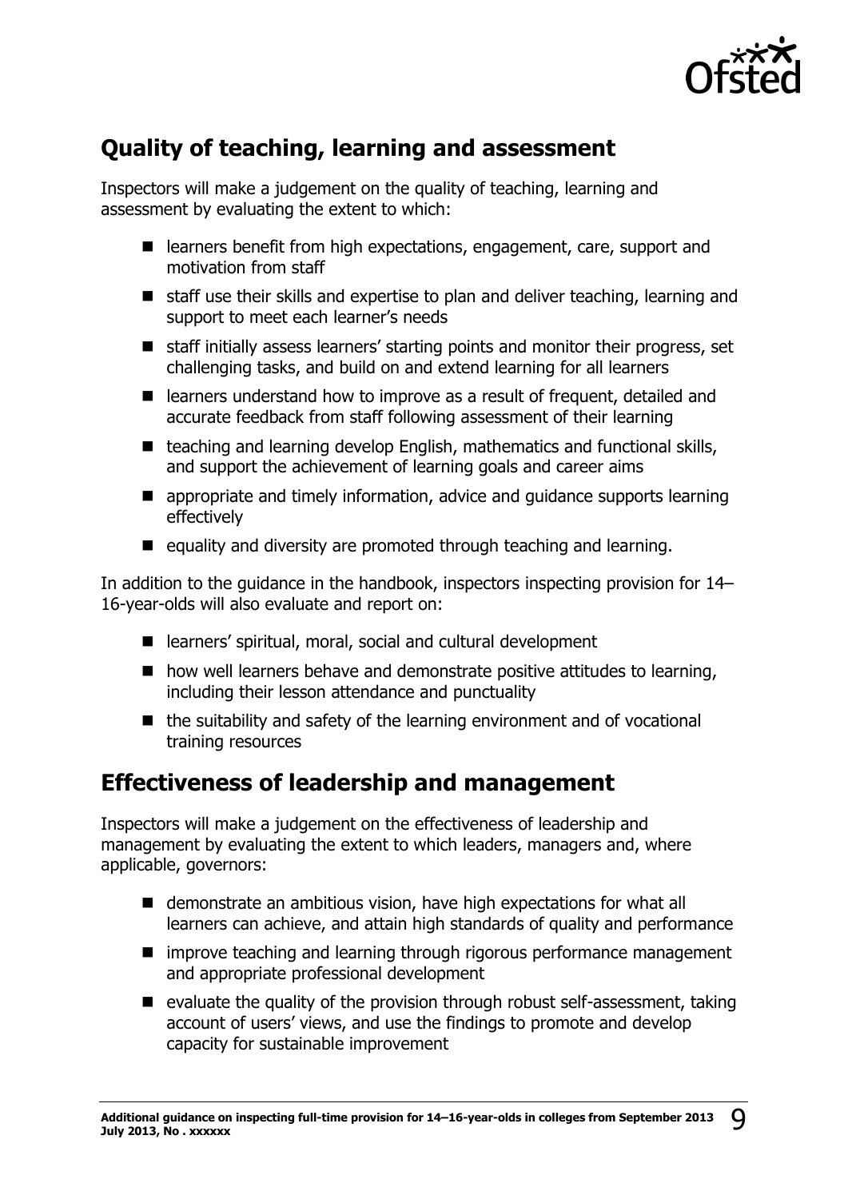## Quality of teaching, learning and assessment

Inspectors will make a judgement on the quality of teaching, learning and assessment by evaluating the extent to which:

- learners benefit from high expectations, engagement, care, support and motivation from staff
- staff use their skills and expertise to plan and deliver teaching, learning and support to meet each learner's needs
- staff initially assess learners' starting points and monitor their progress, set challenging tasks, and build on and extend learning for all learners
- learners understand how to improve as a result of frequent, detailed and accurate feedback from staff following assessment of their learning
- teaching and learning develop English, mathematics and functional skills, and support the achievement of learning goals and career aims
- appropriate and timely information, advice and guidance supports learning effectively
- equality and diversity are promoted through teaching and learning.

In addition to the guidance in the handbook, inspectors inspecting provision for 14–16-year-olds will also evaluate and report on:

- learners' spiritual, moral, social and cultural development
- how well learners behave and demonstrate positive attitudes to learning, including their lesson attendance and punctuality
- the suitability and safety of the learning environment and of vocational training resources

## Effectiveness of leadership and management

Inspectors will make a judgement on the effectiveness of leadership and management by evaluating the extent to which leaders, managers and, where applicable, governors:

- demonstrate an ambitious vision, have high expectations for what all learners can achieve, and attain high standards of quality and performance
- improve teaching and learning through rigorous performance management and appropriate professional development
- evaluate the quality of the provision through robust self-assessment, taking account of users' views, and use the findings to promote and develop capacity for sustainable improvement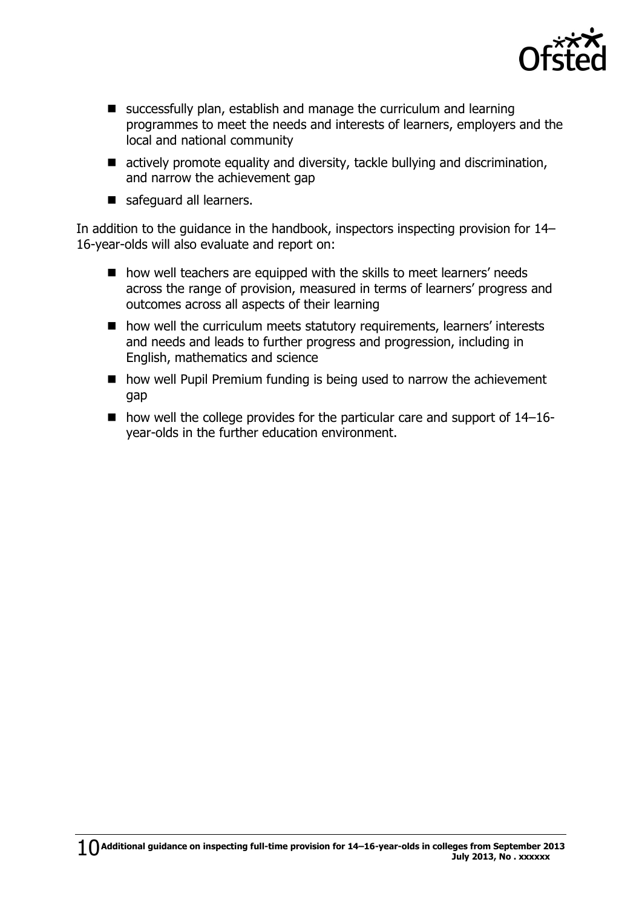- successfully plan, establish and manage the curriculum and learning programmes to meet the needs and interests of learners, employers and the local and national community
- actively promote equality and diversity, tackle bullying and discrimination, and narrow the achievement gap
- safeguard all learners.

In addition to the guidance in the handbook, inspectors inspecting provision for 14–16-year-olds will also evaluate and report on:

- how well teachers are equipped with the skills to meet learners' needs across the range of provision, measured in terms of learners' progress and outcomes across all aspects of their learning
- how well the curriculum meets statutory requirements, learners' interests and needs and leads to further progress and progression, including in English, mathematics and science
- how well Pupil Premium funding is being used to narrow the achievement gap
- how well the college provides for the particular care and support of 14–16-year-olds in the further education environment.